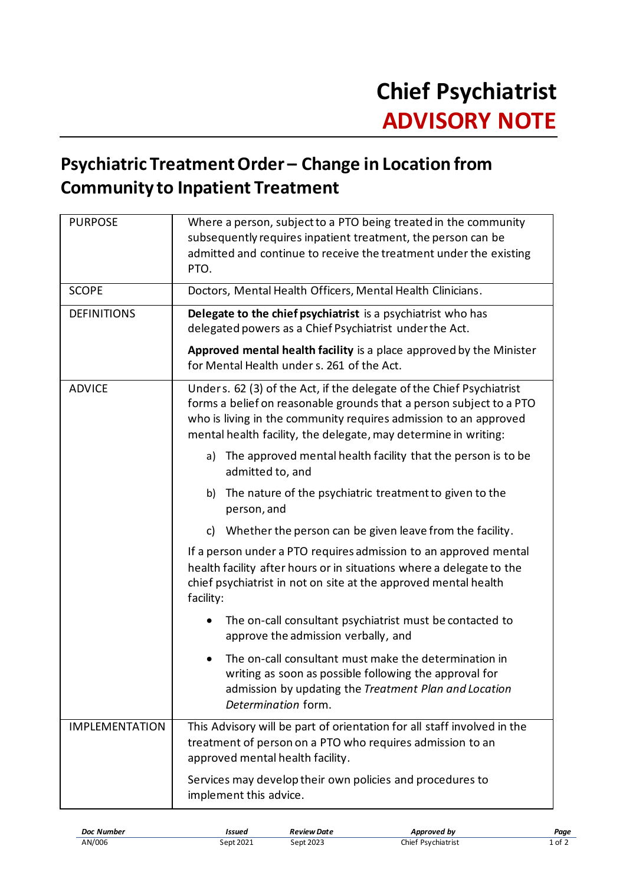# Chief Psychiatrist ADVISORY NOTE

## Psychiatric Treatment Order – Change in Location from Community to Inpatient Treatment

| | |
|---|---|
| PURPOSE | Where a person, subject to a PTO being treated in the community subsequently requires inpatient treatment, the person can be admitted and continue to receive the treatment under the existing PTO. |
| SCOPE | Doctors, Mental Health Officers, Mental Health Clinicians. |
| DEFINITIONS | **Delegate to the chief psychiatrist** is a psychiatrist who has delegated powers as a Chief Psychiatrist under the Act.<br><br>**Approved mental health facility** is a place approved by the Minister for Mental Health under s. 261 of the Act. |
| ADVICE | Under s. 62 (3) of the Act, if the delegate of the Chief Psychiatrist forms a belief on reasonable grounds that a person subject to a PTO who is living in the community requires admission to an approved mental health facility, the delegate, may determine in writing:<br><br>a) The approved mental health facility that the person is to be admitted to, and<br><br>b) The nature of the psychiatric treatment to given to the person, and<br><br>c) Whether the person can be given leave from the facility.<br><br>If a person under a PTO requires admission to an approved mental health facility after hours or in situations where a delegate to the chief psychiatrist in not on site at the approved mental health facility:<br><br>• The on-call consultant psychiatrist must be contacted to approve the admission verbally, and<br><br>• The on-call consultant must make the determination in writing as soon as possible following the approval for admission by updating the *Treatment Plan and Location Determination* form. |
| IMPLEMENTATION | This Advisory will be part of orientation for all staff involved in the treatment of person on a PTO who requires admission to an approved mental health facility.<br><br>Services may develop their own policies and procedures to implement this advice. |

| Doc Number | Issued | Review Date | Approved by |
|---|---|---|---|
| AN/006 | Sept 2021 | Sept 2023 | Chief Psychiatrist |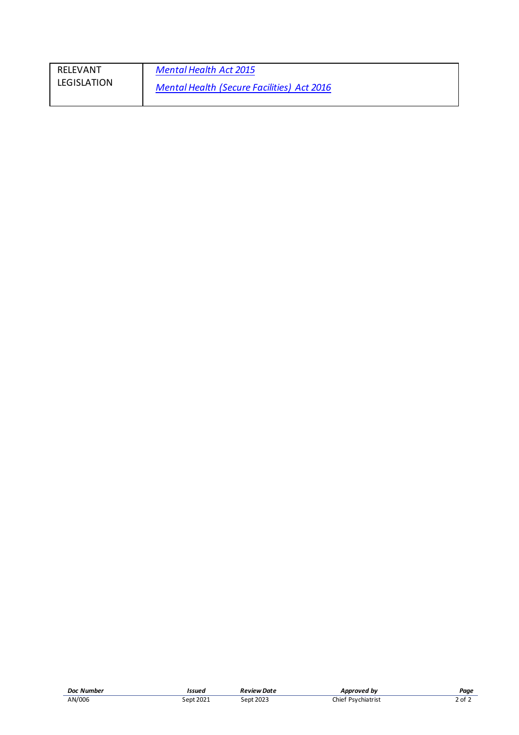| | |
|---|---|
| RELEVANT LEGISLATION | *Mental Health Act 2015*<br>*Mental Health (Secure Facilities) Act 2016* |